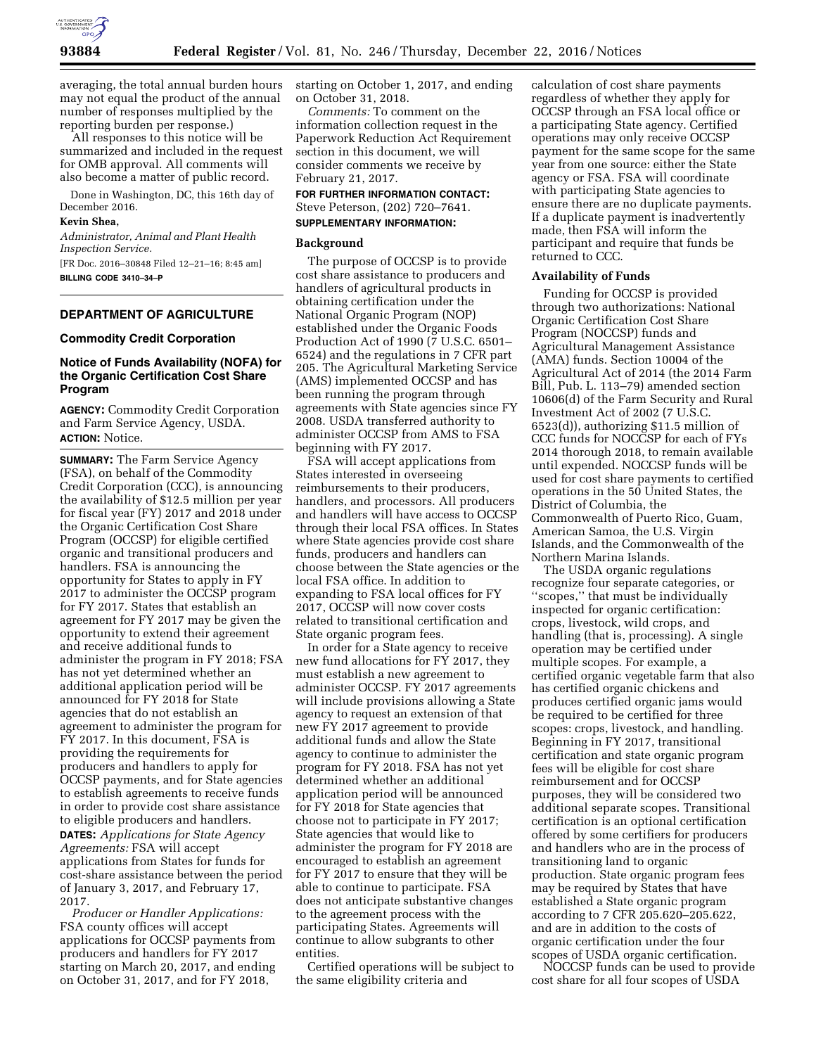averaging, the total annual burden hours may not equal the product of the annual number of responses multiplied by the reporting burden per response.)

All responses to this notice will be summarized and included in the request for OMB approval. All comments will also become a matter of public record.

Done in Washington, DC, this 16th day of December 2016.

**Kevin Shea,**

*Administrator, Animal and Plant Health Inspection Service.*

[FR Doc. 2016–30848 Filed 12–21–16; 8:45 am]

**BILLING CODE 3410–34–P**

## DEPARTMENT OF AGRICULTURE

### Commodity Credit Corporation

### Notice of Funds Availability (NOFA) for the Organic Certification Cost Share Program

**AGENCY:** Commodity Credit Corporation and Farm Service Agency, USDA.

**ACTION:** Notice.

**SUMMARY:** The Farm Service Agency (FSA), on behalf of the Commodity Credit Corporation (CCC), is announcing the availability of $12.5 million per year for fiscal year (FY) 2017 and 2018 under the Organic Certification Cost Share Program (OCCSP) for eligible certified organic and transitional producers and handlers. FSA is announcing the opportunity for States to apply in FY 2017 to administer the OCCSP program for FY 2017. States that establish an agreement for FY 2017 may be given the opportunity to extend their agreement and receive additional funds to administer the program in FY 2018; FSA has not yet determined whether an additional application period will be announced for FY 2018 for State agencies that do not establish an agreement to administer the program for FY 2017. In this document, FSA is providing the requirements for producers and handlers to apply for OCCSP payments, and for State agencies to establish agreements to receive funds in order to provide cost share assistance to eligible producers and handlers.

**DATES:** *Applications for State Agency Agreements:* FSA will accept applications from States for funds for cost-share assistance between the period of January 3, 2017, and February 17, 2017.

*Producer or Handler Applications:* FSA county offices will accept applications for OCCSP payments from producers and handlers for FY 2017 starting on March 20, 2017, and ending on October 31, 2017, and for FY 2018, starting on October 1, 2017, and ending on October 31, 2018.

*Comments:* To comment on the information collection request in the Paperwork Reduction Act Requirement section in this document, we will consider comments we receive by February 21, 2017.

**FOR FURTHER INFORMATION CONTACT:** Steve Peterson, (202) 720–7641.

**SUPPLEMENTARY INFORMATION:**

**Background**

The purpose of OCCSP is to provide cost share assistance to producers and handlers of agricultural products in obtaining certification under the National Organic Program (NOP) established under the Organic Foods Production Act of 1990 (7 U.S.C. 6501–6524) and the regulations in 7 CFR part 205. The Agricultural Marketing Service (AMS) implemented OCCSP and has been running the program through agreements with State agencies since FY 2008. USDA transferred authority to administer OCCSP from AMS to FSA beginning with FY 2017.

FSA will accept applications from States interested in overseeing reimbursements to their producers, handlers, and processors. All producers and handlers will have access to OCCSP through their local FSA offices. In States where State agencies provide cost share funds, producers and handlers can choose between the State agencies or the local FSA office. In addition to expanding to FSA local offices for FY 2017, OCCSP will now cover costs related to transitional certification and State organic program fees.

In order for a State agency to receive new fund allocations for FY 2017, they must establish a new agreement to administer OCCSP. FY 2017 agreements will include provisions allowing a State agency to request an extension of that new FY 2017 agreement to provide additional funds and allow the State agency to continue to administer the program for FY 2018. FSA has not yet determined whether an additional application period will be announced for FY 2018 for State agencies that choose not to participate in FY 2017; State agencies that would like to administer the program for FY 2018 are encouraged to establish an agreement for FY 2017 to ensure that they will be able to continue to participate. FSA does not anticipate substantive changes to the agreement process with the participating States. Agreements will continue to allow subgrants to other entities.

Certified operations will be subject to the same eligibility criteria and calculation of cost share payments regardless of whether they apply for OCCSP through an FSA local office or a participating State agency. Certified operations may only receive OCCSP payment for the same scope for the same year from one source: either the State agency or FSA. FSA will coordinate with participating State agencies to ensure there are no duplicate payments. If a duplicate payment is inadvertently made, then FSA will inform the participant and require that funds be returned to CCC.

**Availability of Funds**

Funding for OCCSP is provided through two authorizations: National Organic Certification Cost Share Program (NOCCSP) funds and Agricultural Management Assistance (AMA) funds. Section 10004 of the Agricultural Act of 2014 (the 2014 Farm Bill, Pub. L. 113–79) amended section 10606(d) of the Farm Security and Rural Investment Act of 2002 (7 U.S.C. 6523(d)), authorizing $11.5 million of CCC funds for NOCCSP for each of FYs 2014 thorough 2018, to remain available until expended. NOCCSP funds will be used for cost share payments to certified operations in the 50 United States, the District of Columbia, the Commonwealth of Puerto Rico, Guam, American Samoa, the U.S. Virgin Islands, and the Commonwealth of the Northern Marina Islands.

The USDA organic regulations recognize four separate categories, or ''scopes,'' that must be individually inspected for organic certification: crops, livestock, wild crops, and handling (that is, processing). A single operation may be certified under multiple scopes. For example, a certified organic vegetable farm that also has certified organic chickens and produces certified organic jams would be required to be certified for three scopes: crops, livestock, and handling. Beginning in FY 2017, transitional certification and state organic program fees will be eligible for cost share reimbursement and for OCCSP purposes, they will be considered two additional separate scopes. Transitional certification is an optional certification offered by some certifiers for producers and handlers who are in the process of transitioning land to organic production. State organic program fees may be required by States that have established a State organic program according to 7 CFR 205.620–205.622, and are in addition to the costs of organic certification under the four scopes of USDA organic certification.

NOCCSP funds can be used to provide cost share for all four scopes of USDA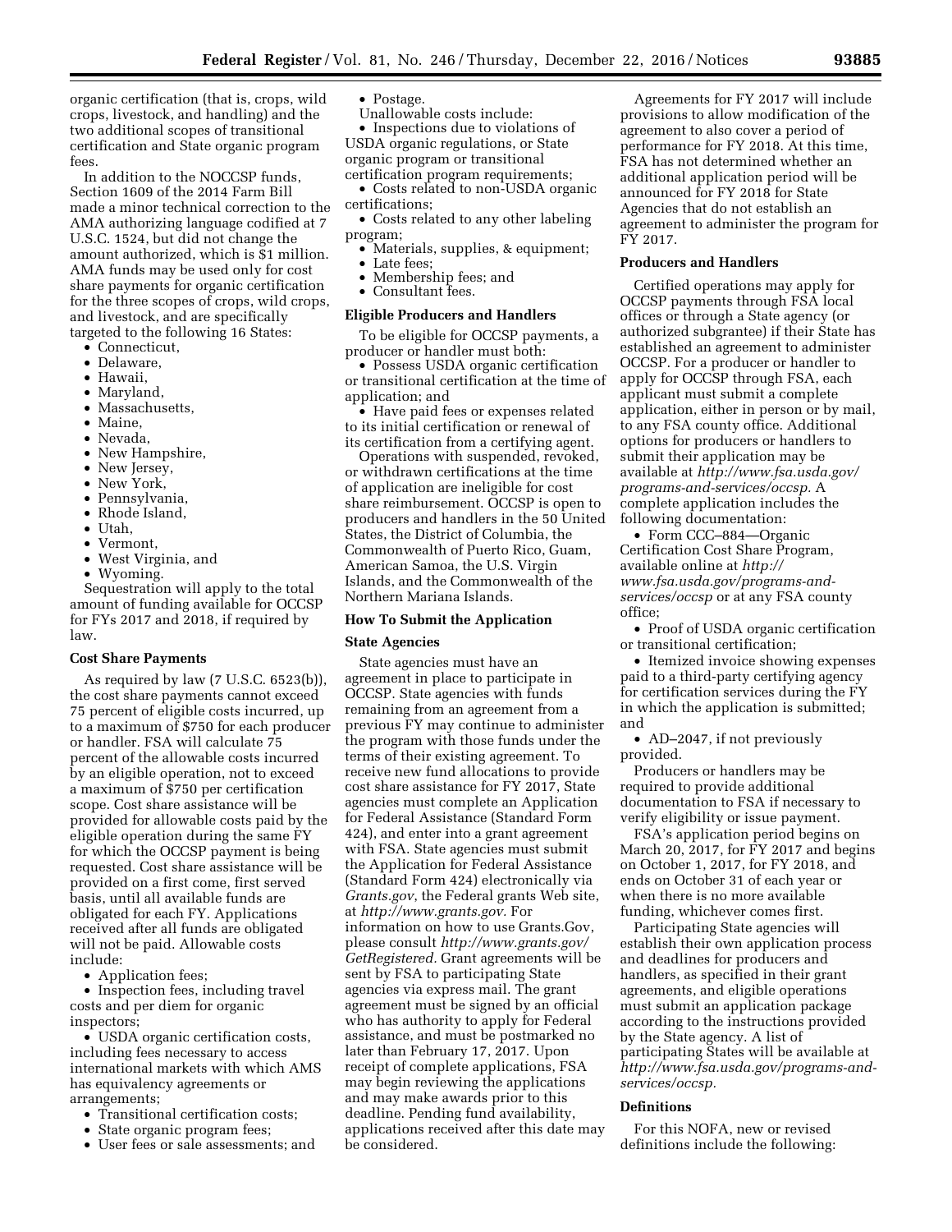organic certification (that is, crops, wild crops, livestock, and handling) and the two additional scopes of transitional certification and State organic program fees.

In addition to the NOCCSP funds, Section 1609 of the 2014 Farm Bill made a minor technical correction to the AMA authorizing language codified at 7 U.S.C. 1524, but did not change the amount authorized, which is $1 million. AMA funds may be used only for cost share payments for organic certification for the three scopes of crops, wild crops, and livestock, and are specifically targeted to the following 16 States:

- Connecticut,
- Delaware,
- Hawaii,
- Maryland,
- Massachusetts,
- Maine,
- Nevada,
- New Hampshire,
- New Jersey,
- New York,
- Pennsylvania,
- Rhode Island,
- Utah,
- Vermont,
- West Virginia, and
- Wyoming.

Sequestration will apply to the total amount of funding available for OCCSP for FYs 2017 and 2018, if required by law.

### Cost Share Payments

As required by law (7 U.S.C. 6523(b)), the cost share payments cannot exceed 75 percent of eligible costs incurred, up to a maximum of $750 for each producer or handler. FSA will calculate 75 percent of the allowable costs incurred by an eligible operation, not to exceed a maximum of $750 per certification scope. Cost share assistance will be provided for allowable costs paid by the eligible operation during the same FY for which the OCCSP payment is being requested. Cost share assistance will be provided on a first come, first served basis, until all available funds are obligated for each FY. Applications received after all funds are obligated will not be paid. Allowable costs include:

- Application fees;
- Inspection fees, including travel costs and per diem for organic inspectors;
- USDA organic certification costs, including fees necessary to access international markets with which AMS has equivalency agreements or arrangements;
- Transitional certification costs;
- State organic program fees;
- User fees or sale assessments; and
- Postage.

Unallowable costs include:

- Inspections due to violations of USDA organic regulations, or State organic program or transitional certification program requirements;
- Costs related to non-USDA organic certifications;
- Costs related to any other labeling program;
- Materials, supplies, & equipment;
- Late fees;
- Membership fees; and
- Consultant fees.

### Eligible Producers and Handlers

To be eligible for OCCSP payments, a producer or handler must both:

- Possess USDA organic certification or transitional certification at the time of application; and
- Have paid fees or expenses related to its initial certification or renewal of its certification from a certifying agent.

Operations with suspended, revoked, or withdrawn certifications at the time of application are ineligible for cost share reimbursement. OCCSP is open to producers and handlers in the 50 United States, the District of Columbia, the Commonwealth of Puerto Rico, Guam, American Samoa, the U.S. Virgin Islands, and the Commonwealth of the Northern Mariana Islands.

### How To Submit the Application

#### State Agencies

State agencies must have an agreement in place to participate in OCCSP. State agencies with funds remaining from an agreement from a previous FY may continue to administer the program with those funds under the terms of their existing agreement. To receive new fund allocations to provide cost share assistance for FY 2017, State agencies must complete an Application for Federal Assistance (Standard Form 424), and enter into a grant agreement with FSA. State agencies must submit the Application for Federal Assistance (Standard Form 424) electronically via *Grants.gov*, the Federal grants Web site, at *http://www.grants.gov*. For information on how to use Grants.Gov, please consult *http://www.grants.gov/GetRegistered*. Grant agreements will be sent by FSA to participating State agencies via express mail. The grant agreement must be signed by an official who has authority to apply for Federal assistance, and must be postmarked no later than February 17, 2017. Upon receipt of complete applications, FSA may begin reviewing the applications and may make awards prior to this deadline. Pending fund availability, applications received after this date may be considered.

Agreements for FY 2017 will include provisions to allow modification of the agreement to also cover a period of performance for FY 2018. At this time, FSA has not determined whether an additional application period will be announced for FY 2018 for State Agencies that do not establish an agreement to administer the program for FY 2017.

#### Producers and Handlers

Certified operations may apply for OCCSP payments through FSA local offices or through a State agency (or authorized subgrantee) if their State has established an agreement to administer OCCSP. For a producer or handler to apply for OCCSP through FSA, each applicant must submit a complete application, either in person or by mail, to any FSA county office. Additional options for producers or handlers to submit their application may be available at *http://www.fsa.usda.gov/programs-and-services/occsp*. A complete application includes the following documentation:

- Form CCC–884—Organic Certification Cost Share Program, available online at *http://www.fsa.usda.gov/programs-and-services/occsp* or at any FSA county office;
- Proof of USDA organic certification or transitional certification;
- Itemized invoice showing expenses paid to a third-party certifying agency for certification services during the FY in which the application is submitted; and
- AD–2047, if not previously provided.

Producers or handlers may be required to provide additional documentation to FSA if necessary to verify eligibility or issue payment.

FSA's application period begins on March 20, 2017, for FY 2017 and begins on October 1, 2017, for FY 2018, and ends on October 31 of each year or when there is no more available funding, whichever comes first.

Participating State agencies will establish their own application process and deadlines for producers and handlers, as specified in their grant agreements, and eligible operations must submit an application package according to the instructions provided by the State agency. A list of participating States will be available at *http://www.fsa.usda.gov/programs-and-services/occsp*.

### Definitions

For this NOFA, new or revised definitions include the following: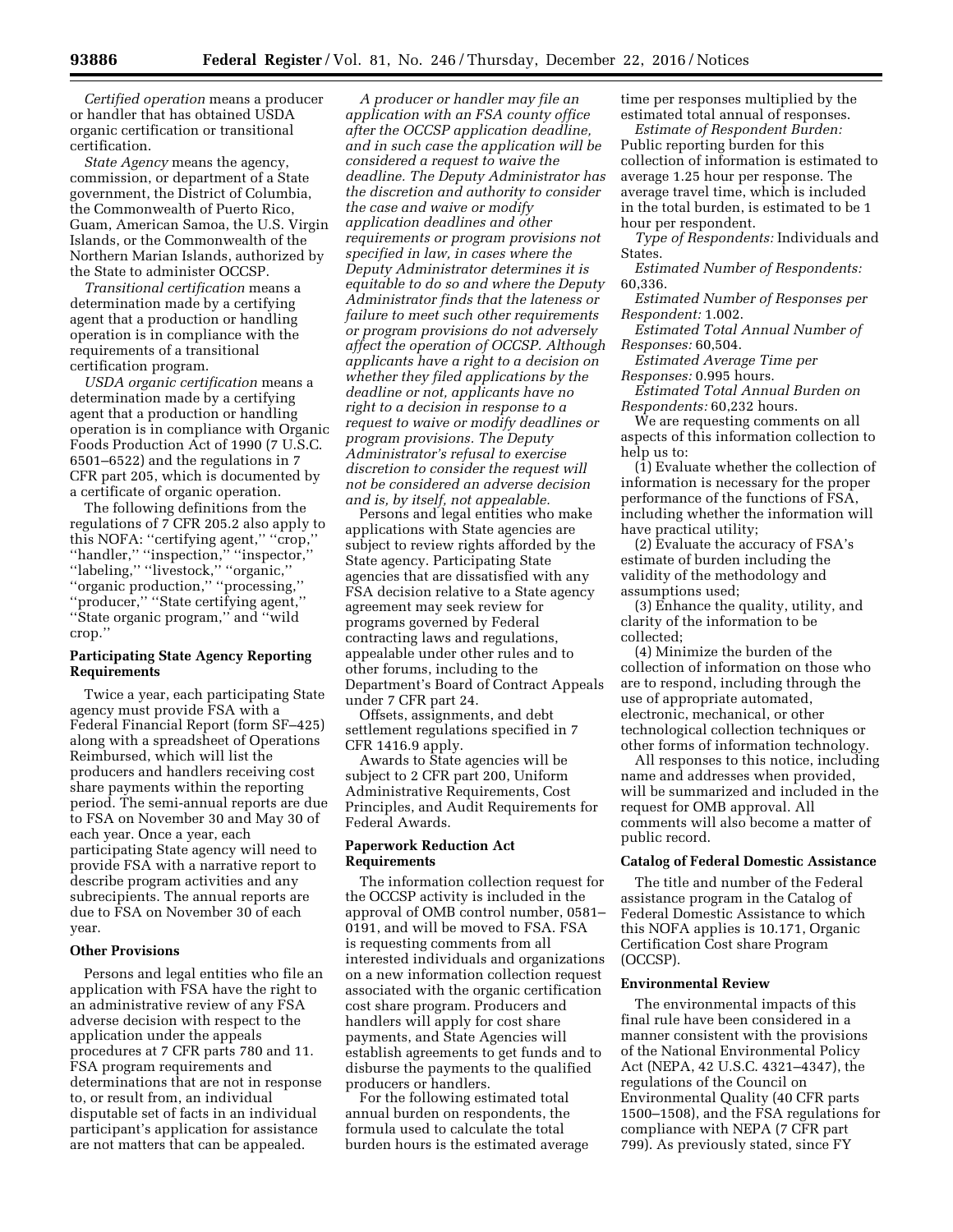*Certified operation* means a producer or handler that has obtained USDA organic certification or transitional certification.

*State Agency* means the agency, commission, or department of a State government, the District of Columbia, the Commonwealth of Puerto Rico, Guam, American Samoa, the U.S. Virgin Islands, or the Commonwealth of the Northern Marian Islands, authorized by the State to administer OCCSP.

*Transitional certification* means a determination made by a certifying agent that a production or handling operation is in compliance with the requirements of a transitional certification program.

*USDA organic certification* means a determination made by a certifying agent that a production or handling operation is in compliance with Organic Foods Production Act of 1990 (7 U.S.C. 6501–6522) and the regulations in 7 CFR part 205, which is documented by a certificate of organic operation.

The following definitions from the regulations of 7 CFR 205.2 also apply to this NOFA: "certifying agent," "crop," "handler," "inspection," "inspector," "labeling," "livestock," "organic," "organic production," "processing," "producer," "State certifying agent," "State organic program," and "wild crop."

## Participating State Agency Reporting Requirements

Twice a year, each participating State agency must provide FSA with a Federal Financial Report (form SF–425) along with a spreadsheet of Operations Reimbursed, which will list the producers and handlers receiving cost share payments within the reporting period. The semi-annual reports are due to FSA on November 30 and May 30 of each year. Once a year, each participating State agency will need to provide FSA with a narrative report to describe program activities and any subrecipients. The annual reports are due to FSA on November 30 of each year.

## Other Provisions

Persons and legal entities who file an application with FSA have the right to an administrative review of any FSA adverse decision with respect to the application under the appeals procedures at 7 CFR parts 780 and 11. FSA program requirements and determinations that are not in response to, or result from, an individual disputable set of facts in an individual participant's application for assistance are not matters that can be appealed.

*A producer or handler may file an application with an FSA county office after the OCCSP application deadline, and in such case the application will be considered a request to waive the deadline. The Deputy Administrator has the discretion and authority to consider the case and waive or modify application deadlines and other requirements or program provisions not specified in law, in cases where the Deputy Administrator determines it is equitable to do so and where the Deputy Administrator finds that the lateness or failure to meet such other requirements or program provisions do not adversely affect the operation of OCCSP. Although applicants have a right to a decision on whether they filed applications by the deadline or not, applicants have no right to a decision in response to a request to waive or modify deadlines or program provisions. The Deputy Administrator's refusal to exercise discretion to consider the request will not be considered an adverse decision and is, by itself, not appealable.*

Persons and legal entities who make applications with State agencies are subject to review rights afforded by the State agency. Participating State agencies that are dissatisfied with any FSA decision relative to a State agency agreement may seek review for programs governed by Federal contracting laws and regulations, appealable under other rules and to other forums, including to the Department's Board of Contract Appeals under 7 CFR part 24.

Offsets, assignments, and debt settlement regulations specified in 7 CFR 1416.9 apply.

Awards to State agencies will be subject to 2 CFR part 200, Uniform Administrative Requirements, Cost Principles, and Audit Requirements for Federal Awards.

## Paperwork Reduction Act Requirements

The information collection request for the OCCSP activity is included in the approval of OMB control number, 0581–0191, and will be moved to FSA. FSA is requesting comments from all interested individuals and organizations on a new information collection request associated with the organic certification cost share program. Producers and handlers will apply for cost share payments, and State Agencies will establish agreements to get funds and to disburse the payments to the qualified producers or handlers.

For the following estimated total annual burden on respondents, the formula used to calculate the total burden hours is the estimated average time per responses multiplied by the estimated total annual of responses.

*Estimate of Respondent Burden:* Public reporting burden for this collection of information is estimated to average 1.25 hour per response. The average travel time, which is included in the total burden, is estimated to be 1 hour per respondent.

*Type of Respondents:* Individuals and States.

*Estimated Number of Respondents:* 60,336.

*Estimated Number of Responses per Respondent:* 1.002.

*Estimated Total Annual Number of Responses:* 60,504.

*Estimated Average Time per Responses:* 0.995 hours.

*Estimated Total Annual Burden on Respondents:* 60,232 hours.

We are requesting comments on all aspects of this information collection to help us to:

(1) Evaluate whether the collection of information is necessary for the proper performance of the functions of FSA, including whether the information will have practical utility;

(2) Evaluate the accuracy of FSA's estimate of burden including the validity of the methodology and assumptions used;

(3) Enhance the quality, utility, and clarity of the information to be collected;

(4) Minimize the burden of the collection of information on those who are to respond, including through the use of appropriate automated, electronic, mechanical, or other technological collection techniques or other forms of information technology.

All responses to this notice, including name and addresses when provided, will be summarized and included in the request for OMB approval. All comments will also become a matter of public record.

## Catalog of Federal Domestic Assistance

The title and number of the Federal assistance program in the Catalog of Federal Domestic Assistance to which this NOFA applies is 10.171, Organic Certification Cost share Program (OCCSP).

## Environmental Review

The environmental impacts of this final rule have been considered in a manner consistent with the provisions of the National Environmental Policy Act (NEPA, 42 U.S.C. 4321–4347), the regulations of the Council on Environmental Quality (40 CFR parts 1500–1508), and the FSA regulations for compliance with NEPA (7 CFR part 799). As previously stated, since FY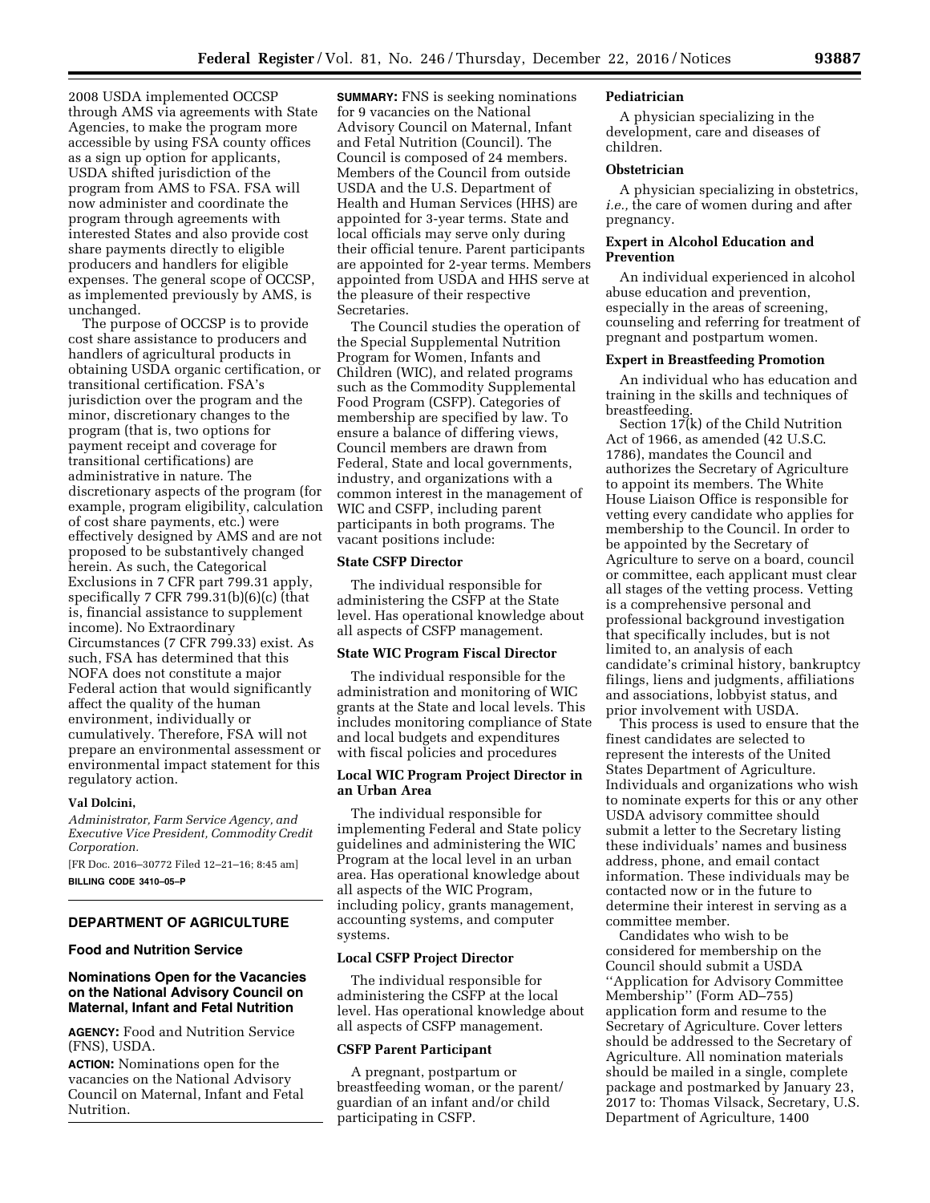2008 USDA implemented OCCSP through AMS via agreements with State Agencies, to make the program more accessible by using FSA county offices as a sign up option for applicants, USDA shifted jurisdiction of the program from AMS to FSA. FSA will now administer and coordinate the program through agreements with interested States and also provide cost share payments directly to eligible producers and handlers for eligible expenses. The general scope of OCCSP, as implemented previously by AMS, is unchanged.

The purpose of OCCSP is to provide cost share assistance to producers and handlers of agricultural products in obtaining USDA organic certification, or transitional certification. FSA's jurisdiction over the program and the minor, discretionary changes to the program (that is, two options for payment receipt and coverage for transitional certifications) are administrative in nature. The discretionary aspects of the program (for example, program eligibility, calculation of cost share payments, etc.) were effectively designed by AMS and are not proposed to be substantively changed herein. As such, the Categorical Exclusions in 7 CFR part 799.31 apply, specifically 7 CFR 799.31(b)(6)(c) (that is, financial assistance to supplement income). No Extraordinary Circumstances (7 CFR 799.33) exist. As such, FSA has determined that this NOFA does not constitute a major Federal action that would significantly affect the quality of the human environment, individually or cumulatively. Therefore, FSA will not prepare an environmental assessment or environmental impact statement for this regulatory action.

**Val Dolcini,**

*Administrator, Farm Service Agency, and Executive Vice President, Commodity Credit Corporation.*

[FR Doc. 2016–30772 Filed 12–21–16; 8:45 am]

**BILLING CODE 3410–05–P**

## DEPARTMENT OF AGRICULTURE

### Food and Nutrition Service

### Nominations Open for the Vacancies on the National Advisory Council on Maternal, Infant and Fetal Nutrition

**AGENCY:** Food and Nutrition Service (FNS), USDA.

**ACTION:** Nominations open for the vacancies on the National Advisory Council on Maternal, Infant and Fetal Nutrition.

**SUMMARY:** FNS is seeking nominations for 9 vacancies on the National Advisory Council on Maternal, Infant and Fetal Nutrition (Council). The Council is composed of 24 members. Members of the Council from outside USDA and the U.S. Department of Health and Human Services (HHS) are appointed for 3-year terms. State and local officials may serve only during their official tenure. Parent participants are appointed for 2-year terms. Members appointed from USDA and HHS serve at the pleasure of their respective Secretaries.

The Council studies the operation of the Special Supplemental Nutrition Program for Women, Infants and Children (WIC), and related programs such as the Commodity Supplemental Food Program (CSFP). Categories of membership are specified by law. To ensure a balance of differing views, Council members are drawn from Federal, State and local governments, industry, and organizations with a common interest in the management of WIC and CSFP, including parent participants in both programs. The vacant positions include:

#### State CSFP Director

The individual responsible for administering the CSFP at the State level. Has operational knowledge about all aspects of CSFP management.

#### State WIC Program Fiscal Director

The individual responsible for the administration and monitoring of WIC grants at the State and local levels. This includes monitoring compliance of State and local budgets and expenditures with fiscal policies and procedures

#### Local WIC Program Project Director in an Urban Area

The individual responsible for implementing Federal and State policy guidelines and administering the WIC Program at the local level in an urban area. Has operational knowledge about all aspects of the WIC Program, including policy, grants management, accounting systems, and computer systems.

#### Local CSFP Project Director

The individual responsible for administering the CSFP at the local level. Has operational knowledge about all aspects of CSFP management.

#### CSFP Parent Participant

A pregnant, postpartum or breastfeeding woman, or the parent/guardian of an infant and/or child participating in CSFP.

#### Pediatrician

A physician specializing in the development, care and diseases of children.

#### Obstetrician

A physician specializing in obstetrics, *i.e.,* the care of women during and after pregnancy.

#### Expert in Alcohol Education and Prevention

An individual experienced in alcohol abuse education and prevention, especially in the areas of screening, counseling and referring for treatment of pregnant and postpartum women.

#### Expert in Breastfeeding Promotion

An individual who has education and training in the skills and techniques of breastfeeding.

Section 17(k) of the Child Nutrition Act of 1966, as amended (42 U.S.C. 1786), mandates the Council and authorizes the Secretary of Agriculture to appoint its members. The White House Liaison Office is responsible for vetting every candidate who applies for membership to the Council. In order to be appointed by the Secretary of Agriculture to serve on a board, council or committee, each applicant must clear all stages of the vetting process. Vetting is a comprehensive personal and professional background investigation that specifically includes, but is not limited to, an analysis of each candidate's criminal history, bankruptcy filings, liens and judgments, affiliations and associations, lobbyist status, and prior involvement with USDA.

This process is used to ensure that the finest candidates are selected to represent the interests of the United States Department of Agriculture. Individuals and organizations who wish to nominate experts for this or any other USDA advisory committee should submit a letter to the Secretary listing these individuals' names and business address, phone, and email contact information. These individuals may be contacted now or in the future to determine their interest in serving as a committee member.

Candidates who wish to be considered for membership on the Council should submit a USDA ''Application for Advisory Committee Membership'' (Form AD–755) application form and resume to the Secretary of Agriculture. Cover letters should be addressed to the Secretary of Agriculture. All nomination materials should be mailed in a single, complete package and postmarked by January 23, 2017 to: Thomas Vilsack, Secretary, U.S. Department of Agriculture, 1400